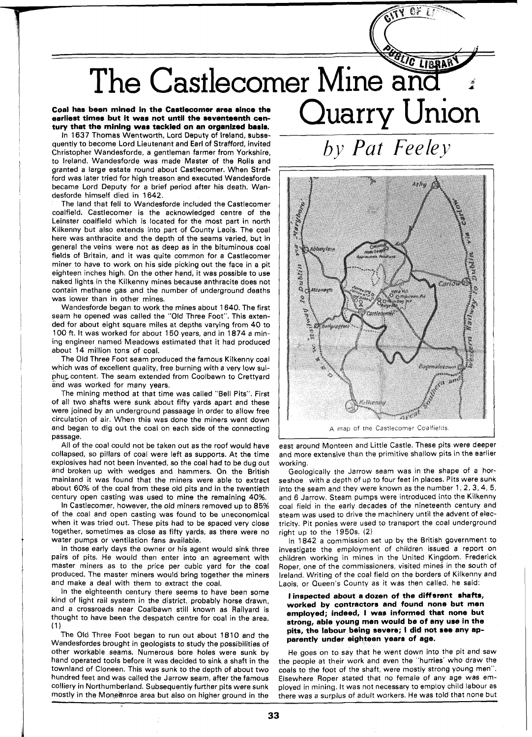# The Castlecomer Mine and Quarry Union

*by Pat Feeley*

**Coal has been mined in the Castlecomer area since the earliest times but it was not until the seventeenth century that the mining was tackled on an organized basis.**

In 1637 Thomas Wentworth, Lord Deputy of Ireland, subsequently to become Lord Lieutenant and Earl of Strafford, invited Christopher Wandesforde, a gentleman farmer from Yorkshire, to Ireland. Wandesforde was made Master of the Rolls and granted a large estate round about Castlecomer. When Strafford was later tried for high treason and executed Wandesforde became Lord Deputy for a brief period after his death. Wandesforde himself died in 1642.

The land that fell to Wandesforde included the Castlecomer coalfield. Castlecomer is the acknowledged centre of the Leinster coalfield which is located for the most part in north Kilkenny but also extends into part of County Laois. The coal here was anthracite and the depth of the seams varied, but in general the veins were not as deep as in the bituminous coal fields of Britain, and it was quite common for a Castlecomer miner to have to work on his side picking out the face in a pit eighteen inches high. On the other hand, it was possible to use naked lights in the Kilkenny mines because anthracite does not contain methane gas and the number of underground deaths was lower than in other mines.

Wandesforde began to work the mines about 1640. The first seam he opened was called the "Old Three Foot". This extended for about eight square miles at depths varying from 40 to 100 ft. It was worked for about 150 years, and in 1874 a mining engineer named Meadows estimated that it had produced about 14 million tons of coal.

The Old Three Foot seam produced the famous Kilkenny coal which was of excellent quality, free burning with a very low sulphur content. The seam extended from Coolbawn to Crettyard and was worked for many years.

The mining method at that time was called "Bell Pits". First of all two shafts were sunk about fifty yards apart and these were joined by an underground passaage in order to allow free circulation of air. When this was done the miners went down and began to dig out the coal on each side of the connecting passage.

All of the coal could not be taken out as the roof would have collapsed, so pillars of coal were left as supports. At the time explosives had not been invented, so the coal had to be dug out and broken up with wedges and hammers. On the British mainland it was found that the miners were able to extract about 60% of the coal from these old pits and in the twentieth century open casting was used to mine the remaining 40%.

In Castlecomer, however, the old miners removed up to 85% of the coal and open casting was found to be uneconomical when it was tried out. These pits had to be spaced very close together, sometimes as close as fifty yards, as there were no water pumps or ventilation fans available.

In those early days the owner or his agent would sink three pairs of pits. He would then enter into an agreement with master miners as to the price per cubic yard for the coal produced. The master miners would bring together the miners and make a deal with them to extract the coal.

In the eighteenth century there seems to have been some kind of light rail system in the district, probably horse drawn, and a crossroads near Coalbawn still known as Railyard is thought to have been the despatch centre for coal in the area. (1)

The Old Three Foot began to run out about 1810 and the Wandesfordes brought in geologists to study the possibilities of other workable seams. Numerous bore holes were sunk by hand operated tools before it was decided to sink a shaft in the townland of Cloneen. This was sunk to the depth of about two hundred feet and was called the Jarrow seam, after the famous colliery in Northumberland. Subsequently further pits were sunk mostly in the Moneenroe area but also on higher ground in the east around Monteen and Little Castle. These pits were deeper and more extensive than the primitive shallow pits in the earlier working.

A map of the Castlecomer Coalfields.

Geologically the Jarrow seam was in the shape of a horseshoe with a depth of up to four feet in places. Pits were sunk into the seam and they were known as the number 1, 2, 3, 4, 5, and 6 Jarrow. Steam pumps were introduced into the Kilkenny coal field in the early decades of the nineteenth century and steam was used to drive the machinery until the advent of electricity. Pit ponies were used to transport the coal underground right up to the 1950s. (2)

In 1842 a commission set up by the British government to investigate the employment of children issued a report on children working in mines in the United Kingdom. Frederick Roper, one of the commissioners, visited mines in the south of Ireland. Writing of the coal field on the borders of Kilkenny and Laois, or Queen's County as it was then called, he said:

> **I inspected about a dozen of the different shafts, worked by contractors and found none but men employed; indeed, I was informed that none but strong, able young men would be of any use in the pits, the labour being severe; I did not see any apparently under eighteen years of age.**

He goes on to say that he went down into the pit and saw the people at their work and even the "hurries' who draw the coals to the foot of the shaft, were mostly strong young men". Elsewhere Roper stated that no female of any age was employed in mining. It was not necessary to employ child labour as there was a surplus of adult workers. He was told that none but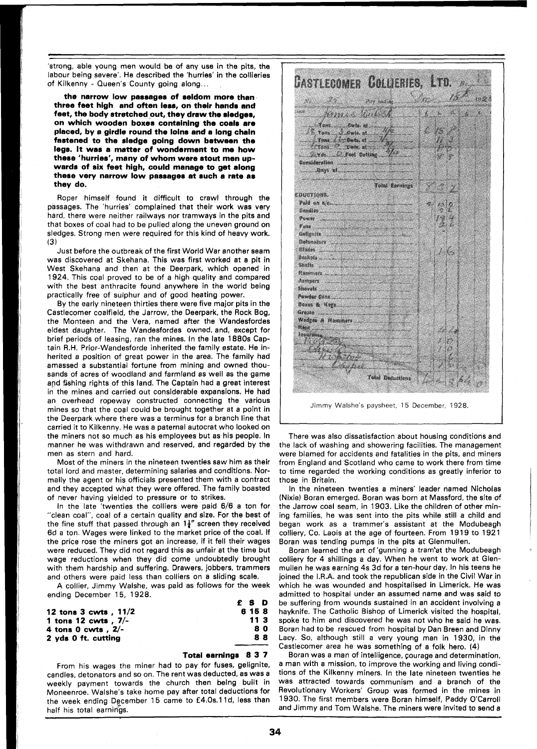'strong, able young men would be of any use in the pits, the labour being severe'. He described the 'hurries' in the collieries of Kilkenny - Queen's County going along...

> **the narrow low passages of seldom more than three feet high and often less, on their hands and feet, the body stretched out, they draw the sledges, on which wooden boxes containing the coals are placed, by a girdle round the loins and a long chain fastened to the sledge going down between the legs. It was a matter of wonderment to me how these 'hurries', many of whom were stout men upwards of six feet high, could manage to get along these very narrow low passages at such a rate as they do.**

Roper himself found it difficult to crawl through the passages. The 'hurries' complained that their work was very hard, there were neither railways nor tramways in the pits and that boxes of coal had to be pulled along the uneven ground on sledges. Strong men were required for this kind of heavy work. (3)

Just before the outbreak of the first World War another seam was discovered at Skehana. This was first worked at a pit in West Skehana and then at the Deerpark, which opened in 1924. This coal proved to be of a high quality and compared with the best anthracite found anywhere in the world being practically free of sulphur and of good heating power.

By the early nineteen thirties there were five major pits in the Castlecomer coalfield, the Jarrow, the Deerpark, the Rock Bog, the Monteen and the Vera, named after the Wandesfordes eldest daughter. The Wandesfordes owned, and, except for brief periods of leasing, ran the mines. In the late 1880s Captain R.H. Prior-Wandesforde inherited the family estate. He inherited a position of great power in the area. The family had amassed a substantial fortune from mining and owned thousands of acres of woodland and farmland as well as the game and fishing rights of this land. The Captain had a great interest in the mines and carried out considerable expansions. He had an overhead ropeway constructed connecting the various mines so that the coal could be brought together at a point in the Deerpark where there was a terminus for a branch line that carried it to Kilkenny. He was a paternal autocrat who looked on the miners not so much as his employees but as his people. In manner he was withdrawn and reserved, and regarded by the men as stern and hard.

Most of the miners in the nineteen twenties saw him as their total lord and master, determining salaries and conditions. Normally the agent or his officials presented them with a contract and they accepted what they were offered. The family boasted of never having yielded to pressure or to strikes.

In the late 'twenties the colliers were paid 6/6 a ton for "clean coal", coal of a certain quality and size. For the best of the fine stuff that passed through an 1¼" screen they received 6d a ton. Wages were linked to the market price of the coal. If the price rose the miners got an increase, if it fell their wages were reduced. They did not regard this as unfair at the time but wage reductions when they did come undoubtedly brought with them hardship and suffering. Drawers, jobbers, trammers and others were paid less than colliers on a sliding scale.

A collier, Jimmy Walshe, was paid as follows for the week ending December 15, 1928.

| | £ S D |
|---|---|
| **12 tons 3 cwts , 11/2** | **6 15 8** |
| **1 tons 12 cwts , 7/-** | **11 3** |
| **4 tons 0 cwts , 2/-** | **8 0** |
| **2 yds 0 ft. cutting** | **8 8** |
| **Total earnings** | **8 3 7** |

From his wages the miner had to pay for fuses, gelignite, candles, detonators and so on. The rent was deducted, as was a weekly payment towards the church then being built in Moneenroe. Walshe's take home pay after total deductions for the week ending December 15 came to £4.0s.11d, less than half his total earnings.

Jimmy Walshe's paysheet, 15 December, 1928.

There was also dissatisfaction about housing conditions and the lack of washing and showering facilities. The management were blamed for accidents and fatalities in the pits, and miners from England and Scotland who came to work there from time to time regarded the working conditions as greatly inferior to those in Britain.

In the nineteen twenties a miners' leader named Nicholas (Nixie) Boran emerged. Boran was born at Massford, the site of the Jarrow coal seam, in 1903. Like the children of other mining families, he was sent into the pits while still a child and began work as a trammer's assistant at the Modubeagh colliery, Co. Laois at the age of fourteen. From 1919 to 1921 Boran was tending pumps in the pits at Glenmullen.

Boran learned the art of 'gunning a tram' at the Modubeagh colliery for 4 shillings a day. When he went to work at Glenmullen he was earning 4s 3d for a ten-hour day. In his teens he joined the I.R.A. and took the republican side in the Civil War in which he was wounded and hospitalised in Limerick. He was admitted to hospital under an assumed name and was said to be suffering from wounds sustained in an accident involving a hayknife. The Catholic Bishop of Limerick visited the hospital, spoke to him and discovered he was not who he said he was. Boran had to be rescued from hospital by Dan Breen and Dinny Lacy. So, although still a very young man in 1930, in the Castlecomer area he was something of a folk hero. (4)

Boran was a man of intelligence, courage and determination, a man with a mission, to improve the working and living conditions of the Kilkenny miners. In the late nineteen twenties he was attracted towards communism and a branch of the Revolutionary Workers' Group was formed in the mines in 1930. The first members were Boran himself, Paddy O'Carroll and Jimmy and Tom Walshe. The miners were invited to send a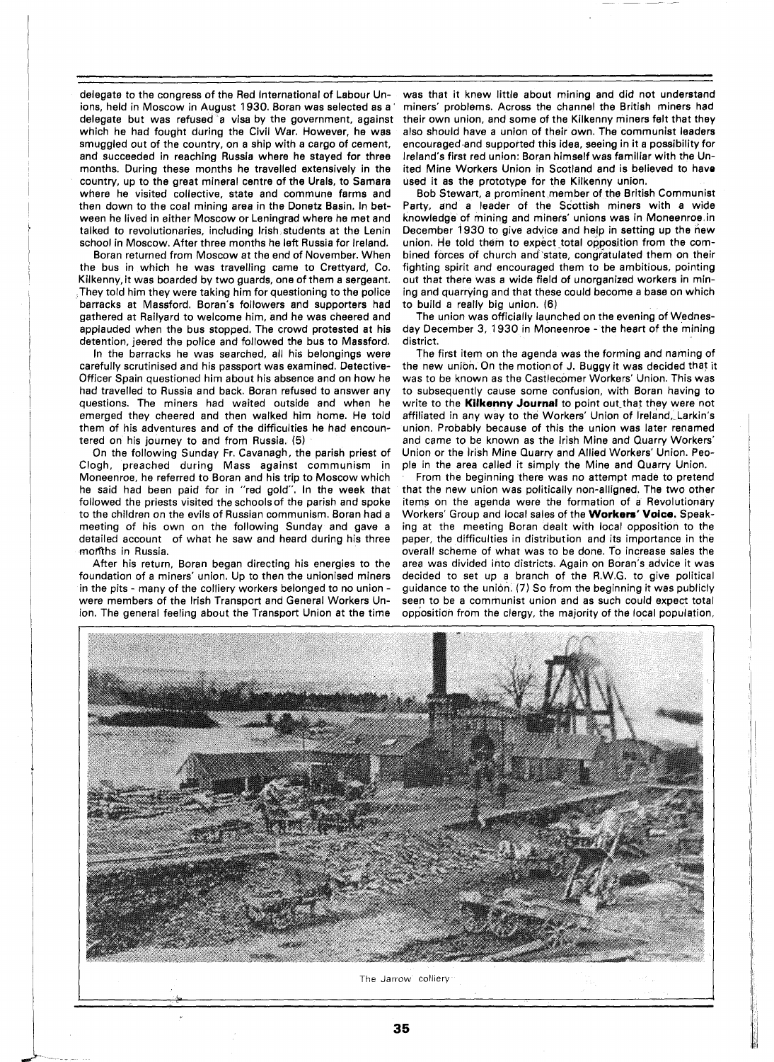delegate to the congress of the Red International of Labour Unions, held in Moscow in August 1930. Boran was selected as a delegate but was refused a visa by the government, against which he had fought during the Civil War. However, he was smuggled out of the country, on a ship with a cargo of cement, and succeeded in reaching Russia where he stayed for three months. During these months he travelled extensively in the country, up to the great mineral centre of the Urals, to Samara where he visited collective, state and commune farms and then down to the coal mining area in the Donetz Basin. In between he lived in either Moscow or Leningrad where he met and talked to revolutionaries, including Irish students at the Lenin school in Moscow. After three months he left Russia for Ireland.

Boran returned from Moscow at the end of November. When the bus in which he was travelling came to Crettyard, Co. Kilkenny, it was boarded by two guards, one of them a sergeant. They told him they were taking him for questioning to the police barracks at Massford. Boran's followers and supporters had gathered at Railyard to welcome him, and he was cheered and applauded when the bus stopped. The crowd protested at his detention, jeered the police and followed the bus to Massford.

In the barracks he was searched, all his belongings were carefully scrutinised and his passport was examined. Detective-Officer Spain questioned him about his absence and on how he had travelled to Russia and back. Boran refused to answer any questions. The miners had waited outside and when he emerged they cheered and then walked him home. He told them of his adventures and of the difficulties he had encountered on his journey to and from Russia. (5)

On the following Sunday Fr. Cavanagh, the parish priest of Clogh, preached during Mass against communism in Moneenroe, he referred to Boran and his trip to Moscow which he said had been paid for in "red gold". In the week that followed the priests visited the schools of the parish and spoke to the children on the evils of Russian communism. Boran had a meeting of his own on the following Sunday and gave a detailed account of what he saw and heard during his three months in Russia.

After his return, Boran began directing his energies to the foundation of a miners' union. Up to then the unionised miners in the pits - many of the colliery workers belonged to no union - were members of the Irish Transport and General Workers Union. The general feeling about the Transport Union at the time was that it knew little about mining and did not understand miners' problems. Across the channel the British miners had their own union, and some of the Kilkenny miners felt that they also should have a union of their own. The communist leaders encouraged and supported this idea, seeing in it a possibility for Ireland's first red union: Boran himself was familiar with the United Mine Workers Union in Scotland and is believed to have used it as the prototype for the Kilkenny union.

Bob Stewart, a prominent member of the British Communist Party, and a leader of the Scottish miners with a wide knowledge of mining and miners' unions was in Moneenroe in December 1930 to give advice and help in setting up the new union. He told them to expect total opposition from the combined forces of church and state, congratulated them on their fighting spirit and encouraged them to be ambitious, pointing out that there was a wide field of unorganized workers in mining and quarrying and that these could become a base on which to build a really big union. (6)

The union was officially launched on the evening of Wednesday December 3, 1930 in Moneenroe - the heart of the mining district.

The first item on the agenda was the forming and naming of the new union. On the motion of J. Buggy it was decided that it was to be known as the Castlecomer Workers' Union. This was to subsequently cause some confusion, with Boran having to write to the **Kilkenny Journal** to point out that they were not affiliated in any way to the Workers' Union of Ireland, Larkin's union. Probably because of this the union was later renamed and came to be known as the Irish Mine and Quarry Workers' Union or the Irish Mine Quarry and Allied Workers' Union. People in the area called it simply the Mine and Quarry Union.

From the beginning there was no attempt made to pretend that the new union was politically non-alligned. The two other items on the agenda were the formation of a Revolutionary Workers' Group and local sales of the **Workers' Voice.** Speaking at the meeting Boran dealt with local opposition to the paper, the difficulties in distribution and its importance in the overall scheme of what was to be done. To increase sales the area was divided into districts. Again on Boran's advice it was decided to set up a branch of the R.W.G. to give political guidance to the union. (7) So from the beginning it was publicly seen to be a communist union and as such could expect total opposition from the clergy, the majority of the local population,

The Jarrow colliery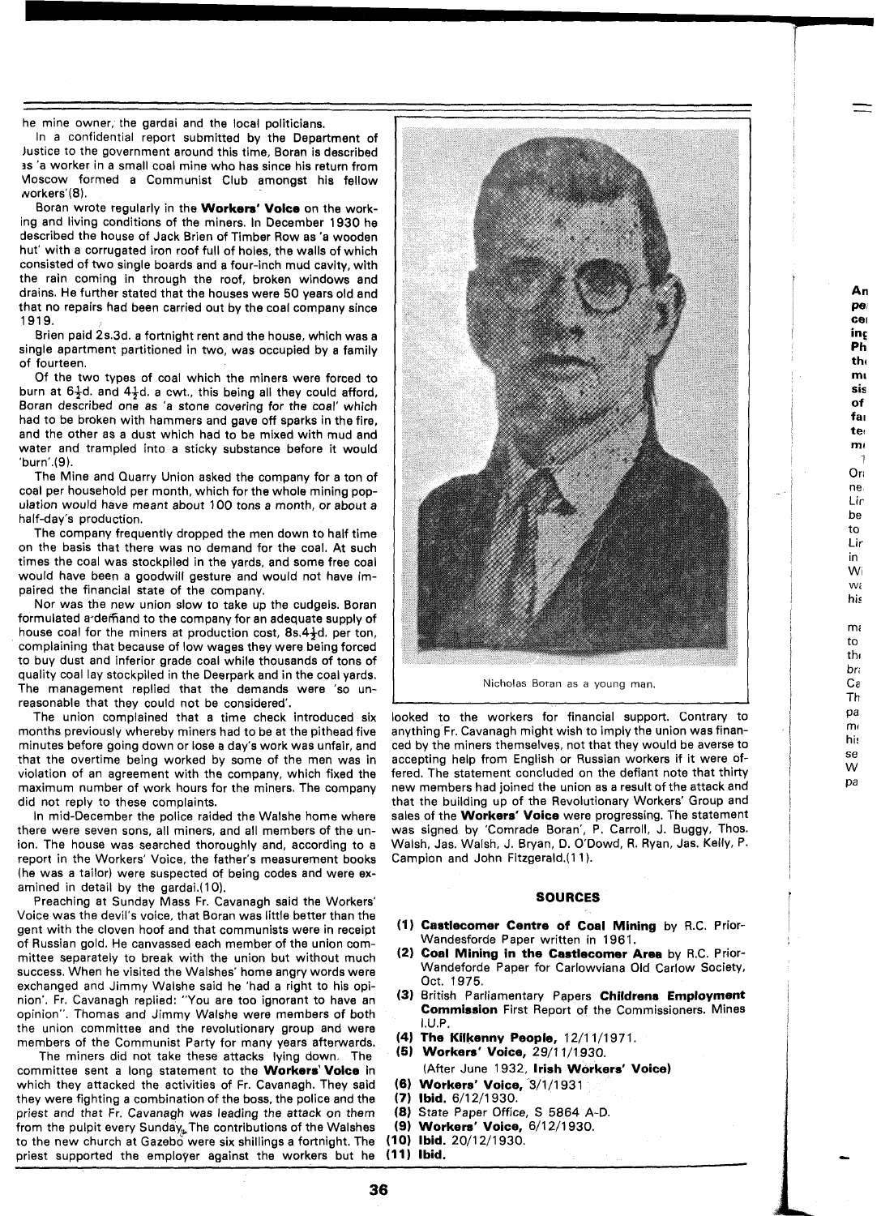he mine owner, the gardai and the local politicians.

In a confidential report submitted by the Department of Justice to the government around this time, Boran is described as 'a worker in a small coal mine who has since his return from Moscow formed a Communist Club amongst his fellow workers'(8).

Boran wrote regularly in the **Workers' Voice** on the working and living conditions of the miners. In December 1930 he described the house of Jack Brien of Timber Row as 'a wooden hut' with a corrugated iron roof full of holes, the walls of which consisted of two single boards and a four-inch mud cavity, with the rain coming in through the roof, broken windows and drains. He further stated that the houses were 50 years old and that no repairs had been carried out by the coal company since 1919.

Brien paid 2s.3d. a fortnight rent and the house, which was a single apartment partitioned in two, was occupied by a family of fourteen.

Of the two types of coal which the miners were forced to burn at 6½d. and 4½d. a cwt., this being all they could afford, Boran described one as 'a stone covering for the coal' which had to be broken with hammers and gave off sparks in the fire, and the other as a dust which had to be mixed with mud and water and trampled into a sticky substance before it would 'burn'.(9).

The Mine and Quarry Union asked the company for a ton of coal per household per month, which for the whole mining population would have meant about 100 tons a month, or about a half-day's production.

The company frequently dropped the men down to half time on the basis that there was no demand for the coal. At such times the coal was stockpiled in the yards, and some free coal would have been a goodwill gesture and would not have impaired the financial state of the company.

Nor was the new union slow to take up the cudgels. Boran formulated a demand to the company for an adequate supply of house coal for the miners at production cost, 8s.4½d. per ton, complaining that because of low wages they were being forced to buy dust and inferior grade coal while thousands of tons of quality coal lay stockpiled in the Deerpark and in the coal yards. The management replied that the demands were 'so unreasonable that they could not be considered'.

The union complained that a time check introduced six months previously whereby miners had to be at the pithead five minutes before going down or lose a day's work was unfair, and that the overtime being worked by some of the men was in violation of an agreement with the company, which fixed the maximum number of work hours for the miners. The company did not reply to these complaints.

In mid-December the police raided the Walshe home where there were seven sons, all miners, and all members of the union. The house was searched thoroughly and, according to a report in the Workers' Voice, the father's measurement books (he was a tailor) were suspected of being codes and were examined in detail by the gardai.(10).

Preaching at Sunday Mass Fr. Cavanagh said the Workers' Voice was the devil's voice, that Boran was little better than the gent with the cloven hoof and that communists were in receipt of Russian gold. He canvassed each member of the union committee separately to break with the union but without much success. When he visited the Walshes' home angry words were exchanged and Jimmy Walshe said he 'had a right to his opinion'. Fr. Cavanagh replied: "You are too ignorant to have an opinion". Thomas and Jimmy Walshe were members of both the union committee and the revolutionary group and were members of the Communist Party for many years afterwards.

The miners did not take these attacks lying down. The committee sent a long statement to the **Workers' Voice** in which they attacked the activities of Fr. Cavanagh. They said they were fighting a combination of the boss, the police and the priest and that Fr. Cavanagh was leading the attack on them from the pulpit every Sunday. The contributions of the Walshes to the new church at Gazebo were six shillings a fortnight. The priest supported the employer against the workers but he looked to the workers for financial support. Contrary to anything Fr. Cavanagh might wish to imply the union was financed by the miners themselves, not that they would be averse to accepting help from English or Russian workers if it were offered. The statement concluded on the defiant note that thirty new members had joined the union as a result of the attack and that the building up of the Revolutionary Workers' Group and sales of the **Workers' Voice** were progressing. The statement was signed by 'Comrade Boran', P. Carroll, J. Buggy, Thos. Walsh, Jas. Walsh, J. Bryan, D. O'Dowd, R. Ryan, Jas. Kelly, P. Campion and John Fitzgerald.(11).

Nicholas Boran as a young man.

## SOURCES

1. **Castlecomer Centre of Coal Mining** by R.C. Prior-Wandesforde Paper written in 1961.
2. **Coal Mining in the Castlecomer Area** by R.C. Prior-Wandeforde Paper for Carlowviana Old Carlow Society, Oct. 1975.
3. British Parliamentary Papers **Childrens Employment Commission** First Report of the Commissioners. Mines I.U.P.
4. **The Kilkenny People,** 12/11/1971.
5. **Workers' Voice,** 29/11/1930. (After June 1932, **Irish Workers' Voice**)
6. **Workers' Voice,** 3/1/1931
7. **Ibid.** 6/12/1930.
8. State Paper Office, S 5864 A-D.
9. **Workers' Voice,** 6/12/1930.
10. **Ibid.** 20/12/1930.
11. **Ibid.**